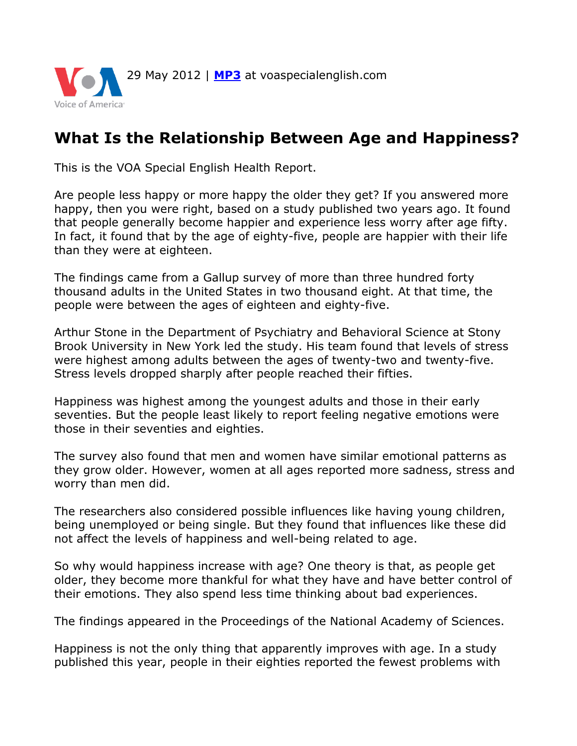29 May 2012 | **MP3** at voaspecialenglish.com

# What Is the Relationship Between Age and Happiness?

This is the VOA Special English Health Report.

Are people less happy or more happy the older they get? If you answered more happy, then you were right, based on a study published two years ago. It found that people generally become happier and experience less worry after age fifty. In fact, it found that by the age of eighty-five, people are happier with their life than they were at eighteen.

The findings came from a Gallup survey of more than three hundred forty thousand adults in the United States in two thousand eight. At that time, the people were between the ages of eighteen and eighty-five.

Arthur Stone in the Department of Psychiatry and Behavioral Science at Stony Brook University in New York led the study. His team found that levels of stress were highest among adults between the ages of twenty-two and twenty-five. Stress levels dropped sharply after people reached their fifties.

Happiness was highest among the youngest adults and those in their early seventies. But the people least likely to report feeling negative emotions were those in their seventies and eighties.

The survey also found that men and women have similar emotional patterns as they grow older. However, women at all ages reported more sadness, stress and worry than men did.

The researchers also considered possible influences like having young children, being unemployed or being single. But they found that influences like these did not affect the levels of happiness and well-being related to age.

So why would happiness increase with age? One theory is that, as people get older, they become more thankful for what they have and have better control of their emotions. They also spend less time thinking about bad experiences.

The findings appeared in the Proceedings of the National Academy of Sciences.

Happiness is not the only thing that apparently improves with age. In a study published this year, people in their eighties reported the fewest problems with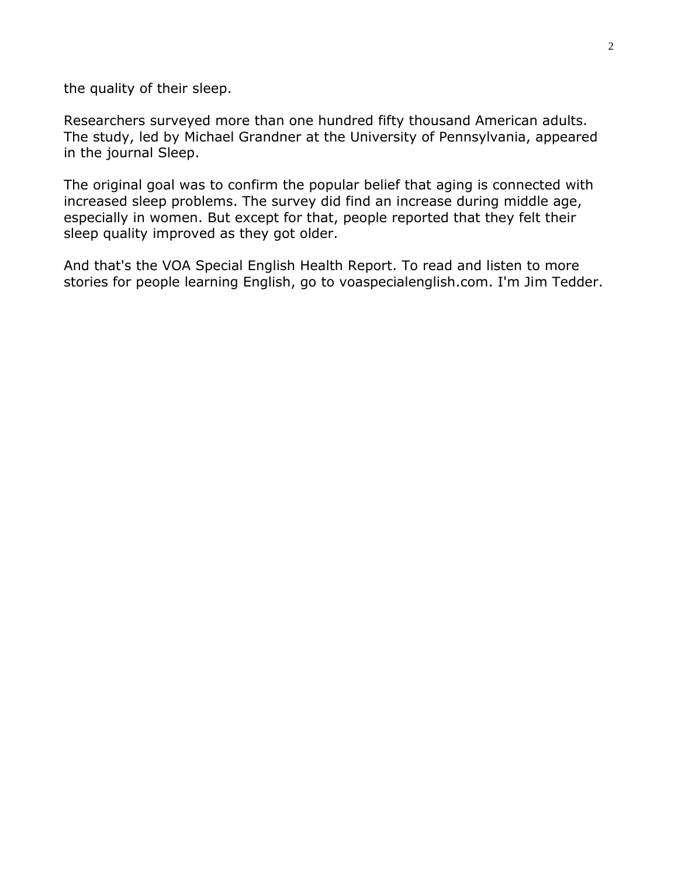the quality of their sleep.

Researchers surveyed more than one hundred fifty thousand American adults. The study, led by Michael Grandner at the University of Pennsylvania, appeared in the journal Sleep.

The original goal was to confirm the popular belief that aging is connected with increased sleep problems. The survey did find an increase during middle age, especially in women. But except for that, people reported that they felt their sleep quality improved as they got older.

And that's the VOA Special English Health Report. To read and listen to more stories for people learning English, go to voaspecialenglish.com. I'm Jim Tedder.